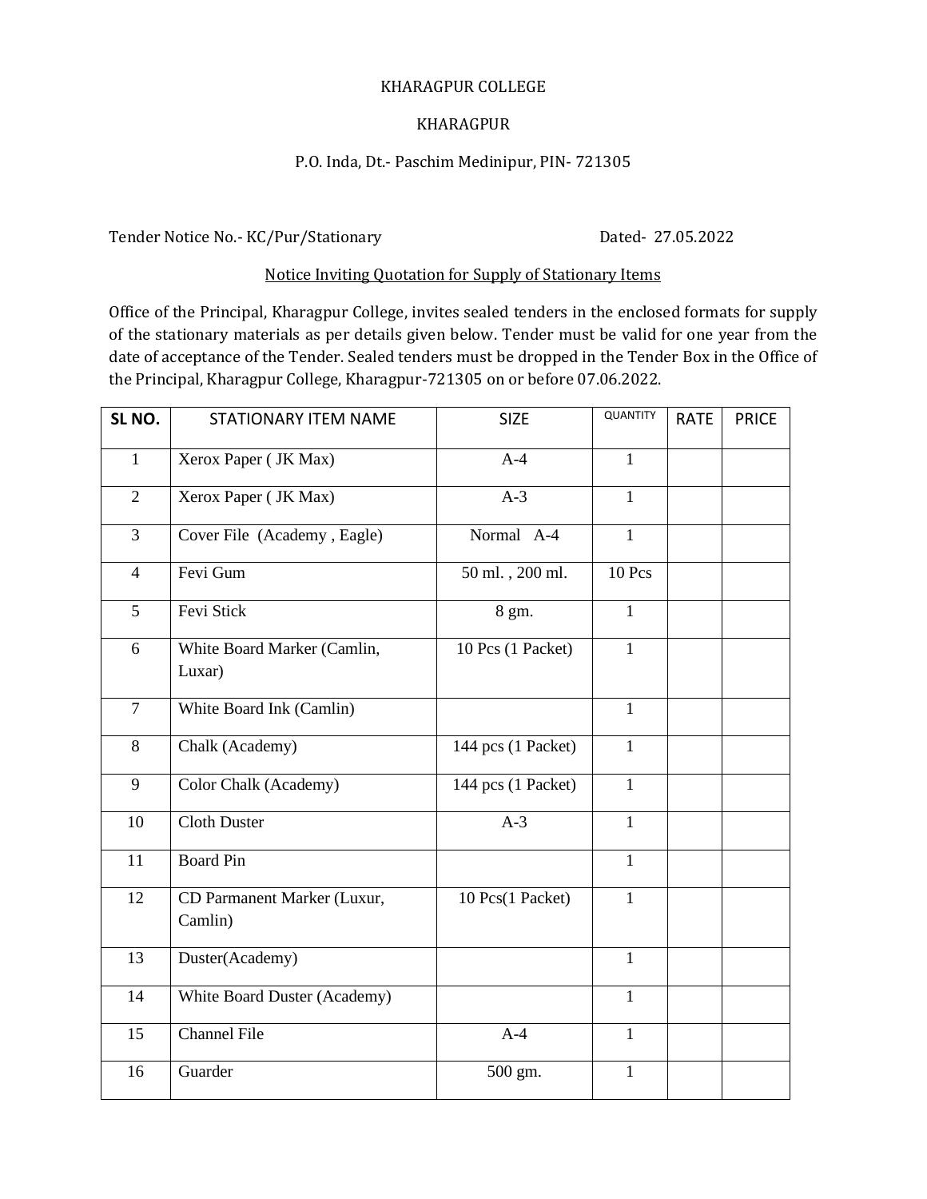KHARAGPUR COLLEGE

KHARAGPUR

P.O. Inda, Dt.- Paschim Medinipur, PIN- 721305

Tender Notice No.- KC/Pur/Stationary Dated- 27.05.2022

Notice Inviting Quotation for Supply of Stationary Items

Office of the Principal, Kharagpur College, invites sealed tenders in the enclosed formats for supply of the stationary materials as per details given below. Tender must be valid for one year from the date of acceptance of the Tender. Sealed tenders must be dropped in the Tender Box in the Office of the Principal, Kharagpur College, Kharagpur-721305 on or before 07.06.2022.

| SL NO. | STATIONARY ITEM NAME | SIZE | QUANTITY | RATE | PRICE |
|---|---|---|---|---|---|
| 1 | Xerox Paper ( JK Max) | A-4 | 1 | | |
| 2 | Xerox Paper ( JK Max) | A-3 | 1 | | |
| 3 | Cover File (Academy , Eagle) | Normal A-4 | 1 | | |
| 4 | Fevi Gum | 50 ml. , 200 ml. | 10 Pcs | | |
| 5 | Fevi Stick | 8 gm. | 1 | | |
| 6 | White Board Marker (Camlin, Luxar) | 10 Pcs (1 Packet) | 1 | | |
| 7 | White Board Ink (Camlin) | | 1 | | |
| 8 | Chalk (Academy) | 144 pcs (1 Packet) | 1 | | |
| 9 | Color Chalk (Academy) | 144 pcs (1 Packet) | 1 | | |
| 10 | Cloth Duster | A-3 | 1 | | |
| 11 | Board Pin | | 1 | | |
| 12 | CD Parmanent Marker (Luxur, Camlin) | 10 Pcs(1 Packet) | 1 | | |
| 13 | Duster(Academy) | | 1 | | |
| 14 | White Board Duster (Academy) | | 1 | | |
| 15 | Channel File | A-4 | 1 | | |
| 16 | Guarder | 500 gm. | 1 | | |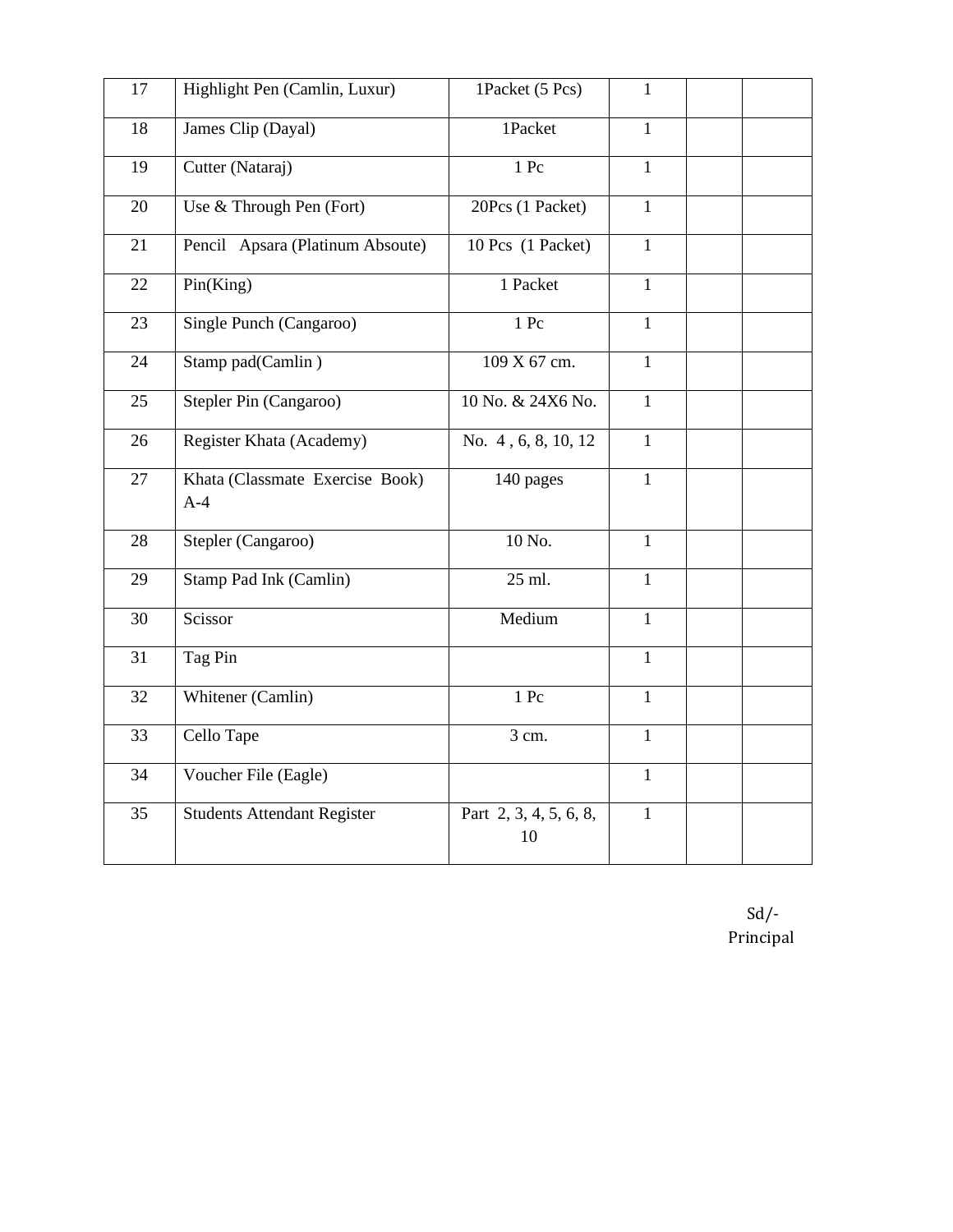| | | | | | |
|---|---|---|---|---|---|
| 17 | Highlight Pen (Camlin, Luxur) | 1Packet (5 Pcs) | 1 | | |
| 18 | James Clip (Dayal) | 1Packet | 1 | | |
| 19 | Cutter (Nataraj) | 1 Pc | 1 | | |
| 20 | Use & Through Pen (Fort) | 20Pcs (1 Packet) | 1 | | |
| 21 | Pencil Apsara (Platinum Absoute) | 10 Pcs (1 Packet) | 1 | | |
| 22 | Pin(King) | 1 Packet | 1 | | |
| 23 | Single Punch (Cangaroo) | 1 Pc | 1 | | |
| 24 | Stamp pad(Camlin ) | 109 X 67 cm. | 1 | | |
| 25 | Stepler Pin (Cangaroo) | 10 No. & 24X6 No. | 1 | | |
| 26 | Register Khata (Academy) | No. 4 , 6, 8, 10, 12 | 1 | | |
| 27 | Khata (Classmate Exercise Book) A-4 | 140 pages | 1 | | |
| 28 | Stepler (Cangaroo) | 10 No. | 1 | | |
| 29 | Stamp Pad Ink (Camlin) | 25 ml. | 1 | | |
| 30 | Scissor | Medium | 1 | | |
| 31 | Tag Pin | | 1 | | |
| 32 | Whitener (Camlin) | 1 Pc | 1 | | |
| 33 | Cello Tape | 3 cm. | 1 | | |
| 34 | Voucher File (Eagle) | | 1 | | |
| 35 | Students Attendant Register | Part 2, 3, 4, 5, 6, 8, 10 | 1 | | |

Sd/-
Principal